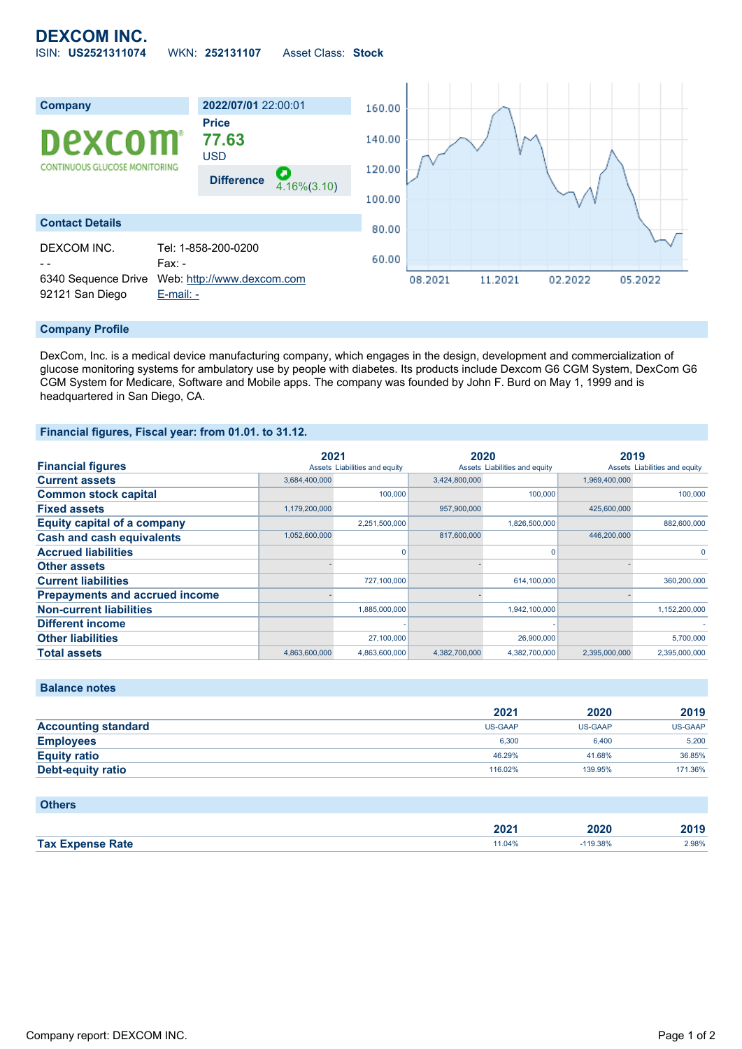# DEXCOM INC.

ISIN: **US2521311074** WKN: **252131107** Asset Class: **Stock**

| Company | 2022/07/01 22:00:01 |
|---|---|
| | Price |
| | **77.63** |
| | USD |
| | Difference 4.16%(3.10) |

## Contact Details

DEXCOM INC.
- -
6340 Sequence Drive
92121 San Diego

Tel: 1-858-200-0200
Fax: -
Web: http://www.dexcom.com
E-mail: -

## Company Profile

DexCom, Inc. is a medical device manufacturing company, which engages in the design, development and commercialization of glucose monitoring systems for ambulatory use by people with diabetes. Its products include Dexcom G6 CGM System, DexCom G6 CGM System for Medicare, Software and Mobile apps. The company was founded by John F. Burd on May 1, 1999 and is headquartered in San Diego, CA.

## Financial figures, Fiscal year: from 01.01. to 31.12.

| Financial figures | 2021 Assets | 2021 Liabilities and equity | 2020 Assets | 2020 Liabilities and equity | 2019 Assets | 2019 Liabilities and equity |
|---|---|---|---|---|---|---|
| **Current assets** | 3,684,400,000 | | 3,424,800,000 | | 1,969,400,000 | |
| **Common stock capital** | | 100,000 | | 100,000 | | 100,000 |
| **Fixed assets** | 1,179,200,000 | | 957,900,000 | | 425,600,000 | |
| **Equity capital of a company** | | 2,251,500,000 | | 1,826,500,000 | | 882,600,000 |
| **Cash and cash equivalents** | 1,052,600,000 | | 817,600,000 | | 446,200,000 | |
| **Accrued liabilities** | | 0 | | 0 | | 0 |
| **Other assets** | - | | - | | - | |
| **Current liabilities** | | 727,100,000 | | 614,100,000 | | 360,200,000 |
| **Prepayments and accrued income** | - | | - | | - | |
| **Non-current liabilities** | | 1,885,000,000 | | 1,942,100,000 | | 1,152,200,000 |
| **Different income** | | - | | - | | - |
| **Other liabilities** | | 27,100,000 | | 26,900,000 | | 5,700,000 |
| **Total assets** | 4,863,600,000 | 4,863,600,000 | 4,382,700,000 | 4,382,700,000 | 2,395,000,000 | 2,395,000,000 |

## Balance notes

| | 2021 | 2020 | 2019 |
|---|---|---|---|
| **Accounting standard** | US-GAAP | US-GAAP | US-GAAP |
| **Employees** | 6,300 | 6,400 | 5,200 |
| **Equity ratio** | 46.29% | 41.68% | 36.85% |
| **Debt-equity ratio** | 116.02% | 139.95% | 171.36% |

## Others

| | 2021 | 2020 | 2019 |
|---|---|---|---|
| **Tax Expense Rate** | 11.04% | -119.38% | 2.98% |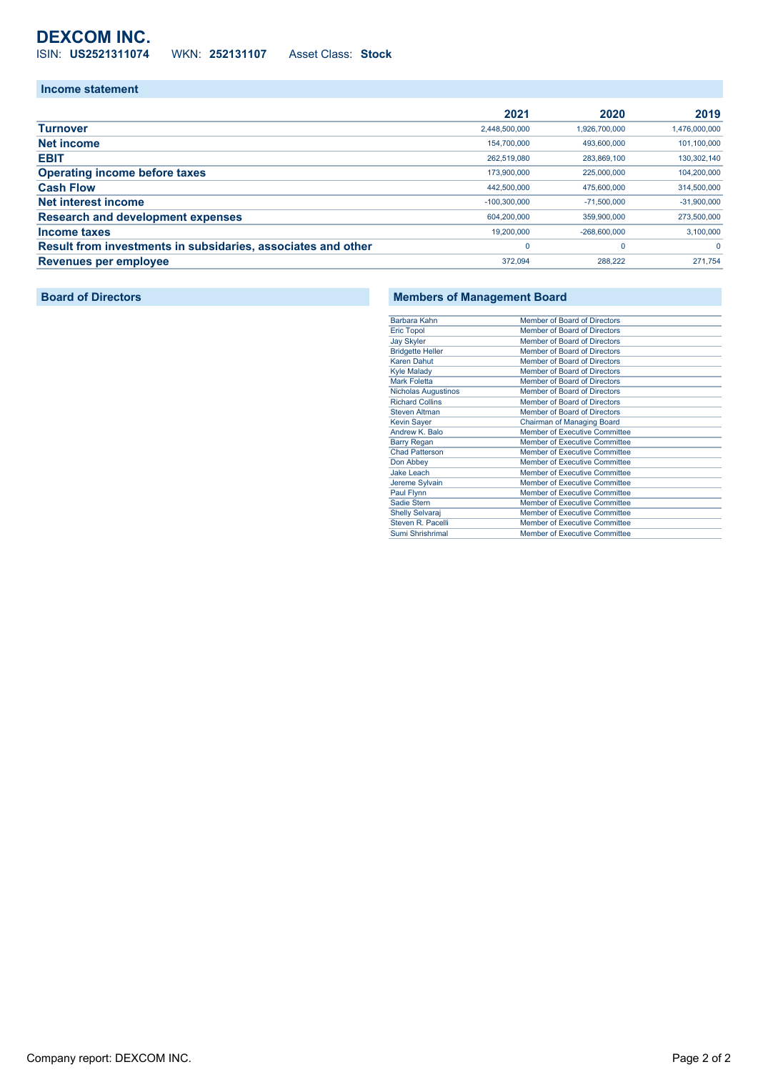# DEXCOM INC.

ISIN: **US2521311074** WKN: **252131107** Asset Class: **Stock**

## Income statement

| | 2021 | 2020 | 2019 |
|---|---|---|---|
| **Turnover** | 2,448,500,000 | 1,926,700,000 | 1,476,000,000 |
| **Net income** | 154,700,000 | 493,600,000 | 101,100,000 |
| **EBIT** | 262,519,080 | 283,869,100 | 130,302,140 |
| **Operating income before taxes** | 173,900,000 | 225,000,000 | 104,200,000 |
| **Cash Flow** | 442,500,000 | 475,600,000 | 314,500,000 |
| **Net interest income** | -100,300,000 | -71,500,000 | -31,900,000 |
| **Research and development expenses** | 604,200,000 | 359,900,000 | 273,500,000 |
| **Income taxes** | 19,200,000 | -268,600,000 | 3,100,000 |
| **Result from investments in subsidaries, associates and other** | 0 | 0 | 0 |
| **Revenues per employee** | 372,094 | 288,222 | 271,754 |

## Board of Directors

## Members of Management Board

| | |
|---|---|
| Barbara Kahn | Member of Board of Directors |
| Eric Topol | Member of Board of Directors |
| Jay Skyler | Member of Board of Directors |
| Bridgette Heller | Member of Board of Directors |
| Karen Dahut | Member of Board of Directors |
| Kyle Malady | Member of Board of Directors |
| Mark Foletta | Member of Board of Directors |
| Nicholas Augustinos | Member of Board of Directors |
| Richard Collins | Member of Board of Directors |
| Steven Altman | Member of Board of Directors |
| Kevin Sayer | Chairman of Managing Board |
| Andrew K. Balo | Member of Executive Committee |
| Barry Regan | Member of Executive Committee |
| Chad Patterson | Member of Executive Committee |
| Don Abbey | Member of Executive Committee |
| Jake Leach | Member of Executive Committee |
| Jereme Sylvain | Member of Executive Committee |
| Paul Flynn | Member of Executive Committee |
| Sadie Stern | Member of Executive Committee |
| Shelly Selvaraj | Member of Executive Committee |
| Steven R. Pacelli | Member of Executive Committee |
| Sumi Shrishrimal | Member of Executive Committee |